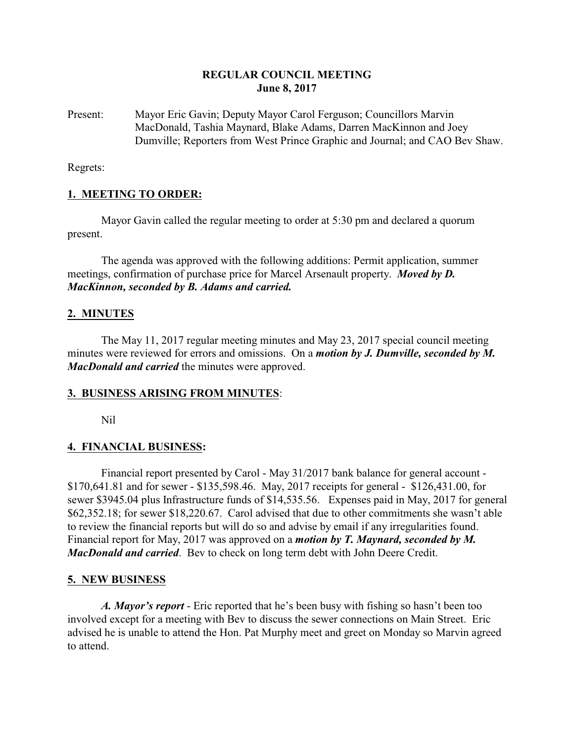# REGULAR COUNCIL MEETING
## June 8, 2017

Present: Mayor Eric Gavin; Deputy Mayor Carol Ferguson; Councillors Marvin MacDonald, Tashia Maynard, Blake Adams, Darren MacKinnon and Joey Dumville; Reporters from West Prince Graphic and Journal; and CAO Bev Shaw.

Regrets:

## 1. MEETING TO ORDER:

Mayor Gavin called the regular meeting to order at 5:30 pm and declared a quorum present.

The agenda was approved with the following additions: Permit application, summer meetings, confirmation of purchase price for Marcel Arsenault property. ***Moved by D. MacKinnon, seconded by B. Adams and carried.***

## 2. MINUTES

The May 11, 2017 regular meeting minutes and May 23, 2017 special council meeting minutes were reviewed for errors and omissions. On a ***motion by J. Dumville, seconded by M. MacDonald and carried*** the minutes were approved.

## 3. BUSINESS ARISING FROM MINUTES:

Nil

## 4. FINANCIAL BUSINESS:

Financial report presented by Carol - May 31/2017 bank balance for general account - $170,641.81 and for sewer - $135,598.46. May, 2017 receipts for general - $126,431.00, for sewer $3945.04 plus Infrastructure funds of $14,535.56. Expenses paid in May, 2017 for general $62,352.18; for sewer $18,220.67. Carol advised that due to other commitments she wasn't able to review the financial reports but will do so and advise by email if any irregularities found. Financial report for May, 2017 was approved on a ***motion by T. Maynard, seconded by M. MacDonald and carried***. Bev to check on long term debt with John Deere Credit.

## 5. NEW BUSINESS

***A. Mayor's report*** - Eric reported that he's been busy with fishing so hasn't been too involved except for a meeting with Bev to discuss the sewer connections on Main Street. Eric advised he is unable to attend the Hon. Pat Murphy meet and greet on Monday so Marvin agreed to attend.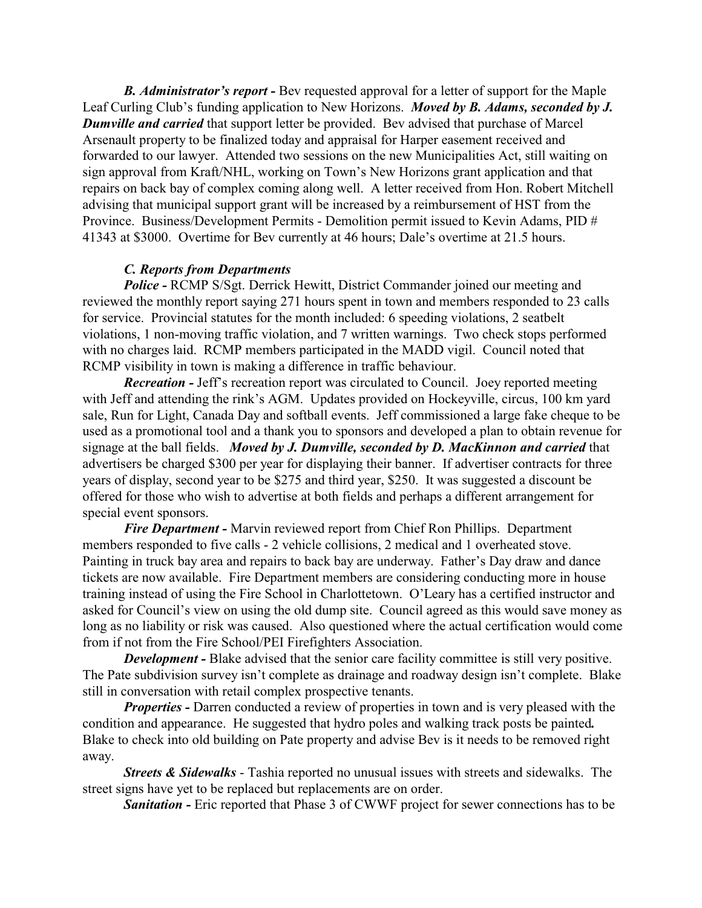***B. Administrator's report -*** Bev requested approval for a letter of support for the Maple Leaf Curling Club's funding application to New Horizons. ***Moved by B. Adams, seconded by J. Dumville and carried*** that support letter be provided. Bev advised that purchase of Marcel Arsenault property to be finalized today and appraisal for Harper easement received and forwarded to our lawyer. Attended two sessions on the new Municipalities Act, still waiting on sign approval from Kraft/NHL, working on Town's New Horizons grant application and that repairs on back bay of complex coming along well. A letter received from Hon. Robert Mitchell advising that municipal support grant will be increased by a reimbursement of HST from the Province. Business/Development Permits - Demolition permit issued to Kevin Adams, PID # 41343 at $3000. Overtime for Bev currently at 46 hours; Dale's overtime at 21.5 hours.

***C. Reports from Departments***

***Police -*** RCMP S/Sgt. Derrick Hewitt, District Commander joined our meeting and reviewed the monthly report saying 271 hours spent in town and members responded to 23 calls for service. Provincial statutes for the month included: 6 speeding violations, 2 seatbelt violations, 1 non-moving traffic violation, and 7 written warnings. Two check stops performed with no charges laid. RCMP members participated in the MADD vigil. Council noted that RCMP visibility in town is making a difference in traffic behaviour.

***Recreation -*** Jeff's recreation report was circulated to Council. Joey reported meeting with Jeff and attending the rink's AGM. Updates provided on Hockeyville, circus, 100 km yard sale, Run for Light, Canada Day and softball events. Jeff commissioned a large fake cheque to be used as a promotional tool and a thank you to sponsors and developed a plan to obtain revenue for signage at the ball fields. ***Moved by J. Dumville, seconded by D. MacKinnon and carried*** that advertisers be charged $300 per year for displaying their banner. If advertiser contracts for three years of display, second year to be $275 and third year, $250. It was suggested a discount be offered for those who wish to advertise at both fields and perhaps a different arrangement for special event sponsors.

***Fire Department -*** Marvin reviewed report from Chief Ron Phillips. Department members responded to five calls - 2 vehicle collisions, 2 medical and 1 overheated stove. Painting in truck bay area and repairs to back bay are underway. Father's Day draw and dance tickets are now available. Fire Department members are considering conducting more in house training instead of using the Fire School in Charlottetown. O'Leary has a certified instructor and asked for Council's view on using the old dump site. Council agreed as this would save money as long as no liability or risk was caused. Also questioned where the actual certification would come from if not from the Fire School/PEI Firefighters Association.

***Development -*** Blake advised that the senior care facility committee is still very positive. The Pate subdivision survey isn't complete as drainage and roadway design isn't complete. Blake still in conversation with retail complex prospective tenants.

***Properties -*** Darren conducted a review of properties in town and is very pleased with the condition and appearance. He suggested that hydro poles and walking track posts be painted**.** Blake to check into old building on Pate property and advise Bev is it needs to be removed right away.

***Streets & Sidewalks*** - Tashia reported no unusual issues with streets and sidewalks. The street signs have yet to be replaced but replacements are on order.

***Sanitation -*** Eric reported that Phase 3 of CWWF project for sewer connections has to be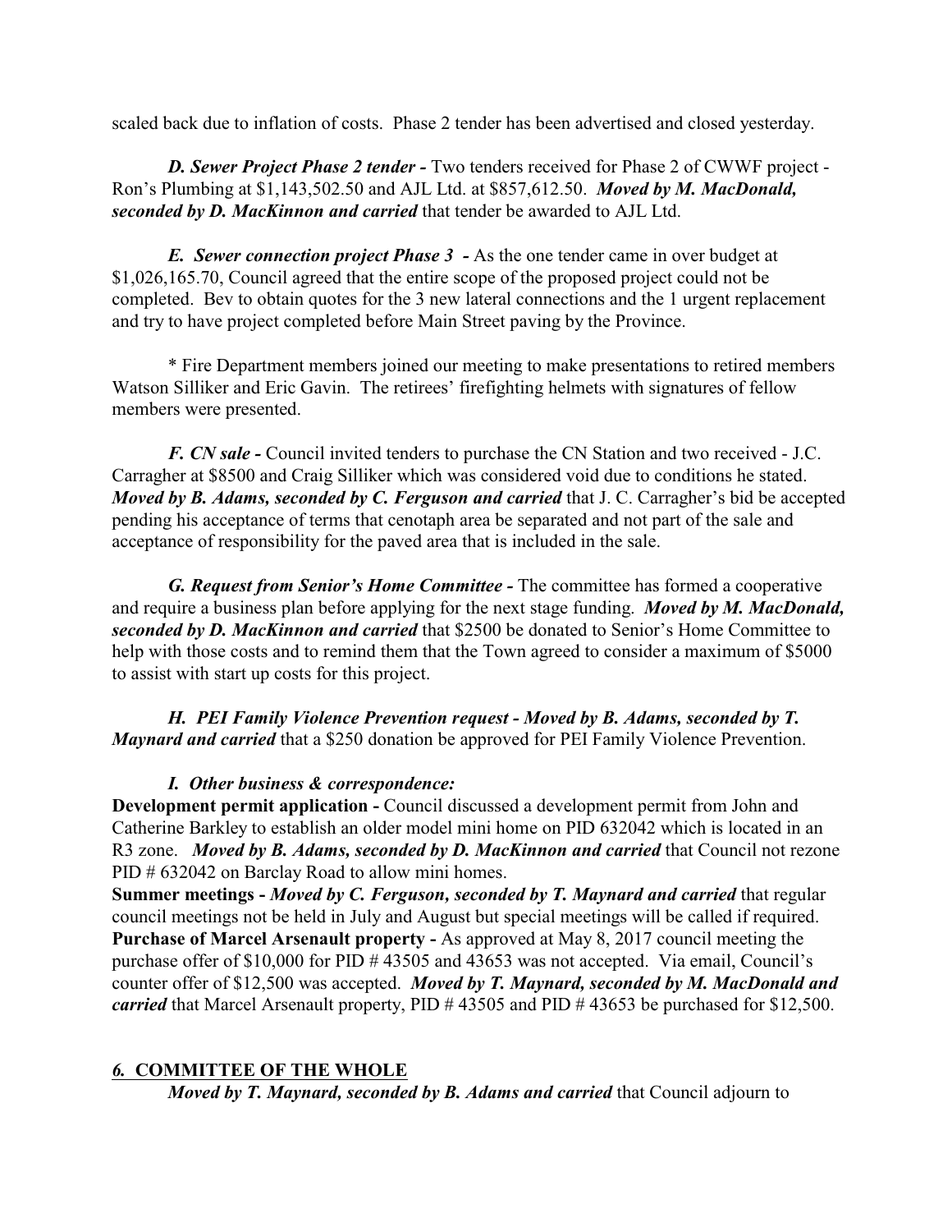scaled back due to inflation of costs. Phase 2 tender has been advertised and closed yesterday.

***D. Sewer Project Phase 2 tender -*** Two tenders received for Phase 2 of CWWF project - Ron's Plumbing at $1,143,502.50 and AJL Ltd. at $857,612.50. ***Moved by M. MacDonald, seconded by D. MacKinnon and carried*** that tender be awarded to AJL Ltd.

***E. Sewer connection project Phase 3 -*** As the one tender came in over budget at $1,026,165.70, Council agreed that the entire scope of the proposed project could not be completed. Bev to obtain quotes for the 3 new lateral connections and the 1 urgent replacement and try to have project completed before Main Street paving by the Province.

* Fire Department members joined our meeting to make presentations to retired members Watson Silliker and Eric Gavin. The retirees' firefighting helmets with signatures of fellow members were presented.

***F. CN sale -*** Council invited tenders to purchase the CN Station and two received - J.C. Carragher at $8500 and Craig Silliker which was considered void due to conditions he stated. ***Moved by B. Adams, seconded by C. Ferguson and carried*** that J. C. Carragher's bid be accepted pending his acceptance of terms that cenotaph area be separated and not part of the sale and acceptance of responsibility for the paved area that is included in the sale.

***G. Request from Senior's Home Committee -*** The committee has formed a cooperative and require a business plan before applying for the next stage funding. ***Moved by M. MacDonald, seconded by D. MacKinnon and carried*** that $2500 be donated to Senior's Home Committee to help with those costs and to remind them that the Town agreed to consider a maximum of $5000 to assist with start up costs for this project.

***H. PEI Family Violence Prevention request - Moved by B. Adams, seconded by T. Maynard and carried*** that a $250 donation be approved for PEI Family Violence Prevention.

***I. Other business & correspondence:***

**Development permit application -** Council discussed a development permit from John and Catherine Barkley to establish an older model mini home on PID 632042 which is located in an R3 zone. ***Moved by B. Adams, seconded by D. MacKinnon and carried*** that Council not rezone PID # 632042 on Barclay Road to allow mini homes.

**Summer meetings -** ***Moved by C. Ferguson, seconded by T. Maynard and carried*** that regular council meetings not be held in July and August but special meetings will be called if required.

**Purchase of Marcel Arsenault property -** As approved at May 8, 2017 council meeting the purchase offer of $10,000 for PID # 43505 and 43653 was not accepted. Via email, Council's counter offer of $12,500 was accepted. ***Moved by T. Maynard, seconded by M. MacDonald and carried*** that Marcel Arsenault property, PID # 43505 and PID # 43653 be purchased for $12,500.

## ***6.*** **COMMITTEE OF THE WHOLE**

***Moved by T. Maynard, seconded by B. Adams and carried*** that Council adjourn to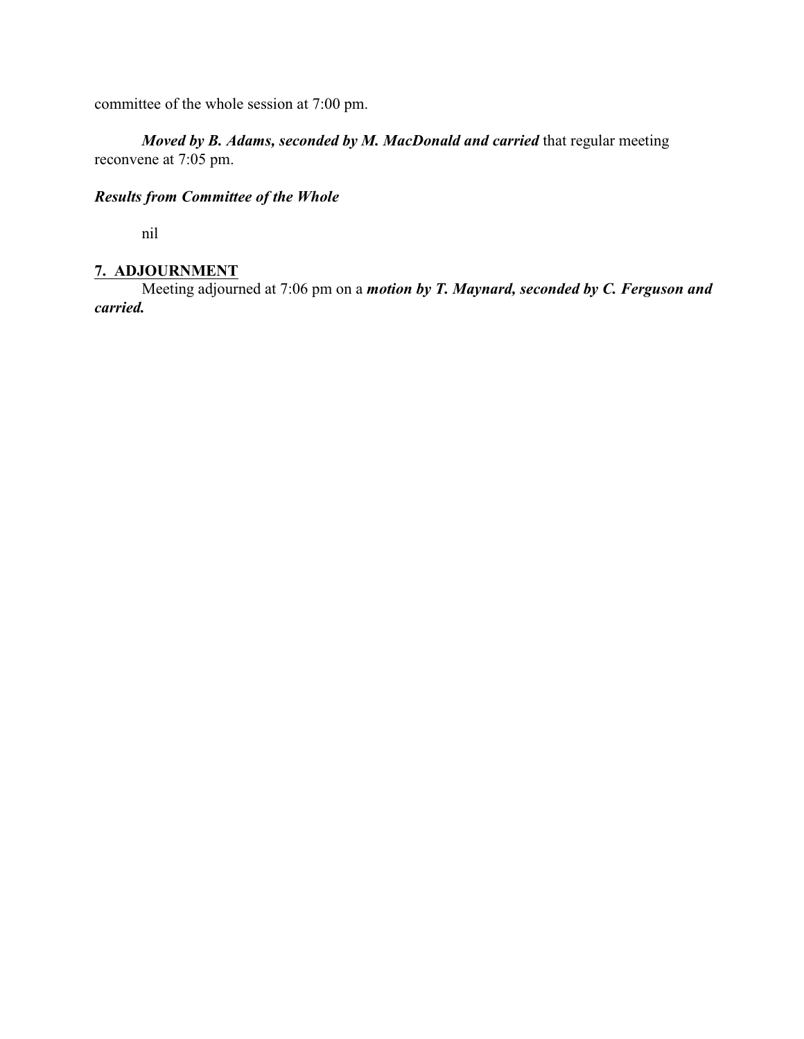committee of the whole session at 7:00 pm.

***Moved by B. Adams, seconded by M. MacDonald and carried*** that regular meeting reconvene at 7:05 pm.

***Results from Committee of the Whole***

nil

## 7. ADJOURNMENT

Meeting adjourned at 7:06 pm on a ***motion by T. Maynard, seconded by C. Ferguson and carried.***